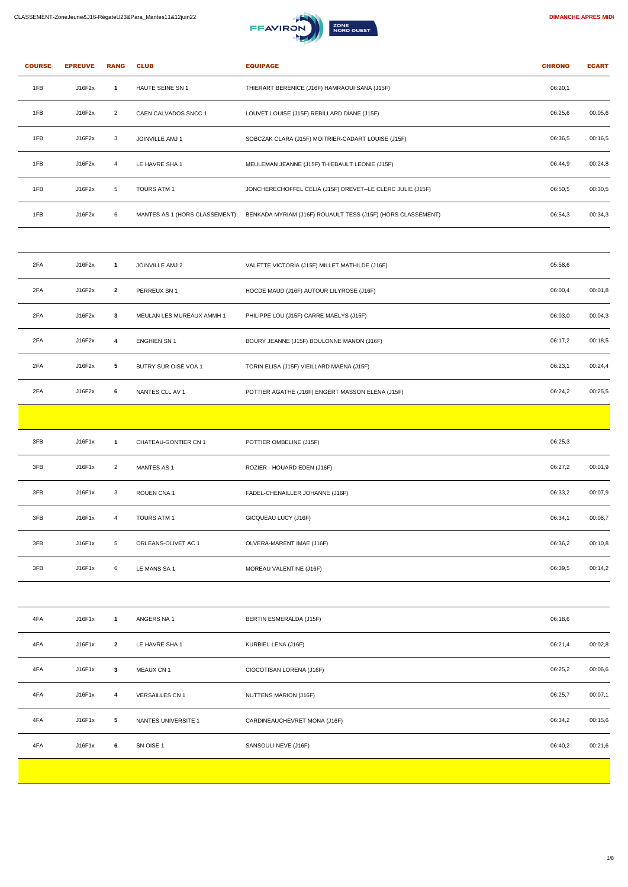CLASSEMENT-ZoneJeune&J16-RégateU23&Para_Mantes11&12juin22

**DIMANCHE APRES MIDI**

| COURSE | EPREUVE | RANG | CLUB | EQUIPAGE | CHRONO | ECART |
|---|---|---|---|---|---|---|
| 1FB | J16F2x | **1** | HAUTE SEINE SN 1 | THIERART BERENICE (J16F) HAMRAOUI SANA (J15F) | 06:20,1 | |
| 1FB | J16F2x | 2 | CAEN CALVADOS SNCC 1 | LOUVET LOUISE (J15F) REBILLARD DIANE (J15F) | 06:25,6 | 00:05,6 |
| 1FB | J16F2x | 3 | JOINVILLE AMJ 1 | SOBCZAK CLARA (J15F) MOITRIER-CADART LOUISE (J15F) | 06:36,5 | 00:16,5 |
| 1FB | J16F2x | 4 | LE HAVRE SHA 1 | MEULEMAN JEANNE (J15F) THIEBAULT LEONIE (J15F) | 06:44,9 | 00:24,8 |
| 1FB | J16F2x | 5 | TOURS ATM 1 | JONCHERECHOFFEL CELIA (J15F) DREVET--LE CLERC JULIE (J15F) | 06:50,5 | 00:30,5 |
| 1FB | J16F2x | 6 | MANTES AS 1 (HORS CLASSEMENT) | BENKADA MYRIAM (J16F) ROUAULT TESS (J15F) (HORS CLASSEMENT) | 06:54,3 | 00:34,3 |
| | | | | | | |
| 2FA | J16F2x | **1** | JOINVILLE AMJ 2 | VALETTE VICTORIA (J15F) MILLET MATHILDE (J16F) | 05:58,6 | |
| 2FA | J16F2x | **2** | PERREUX SN 1 | HOCDE MAUD (J16F) AUTOUR LILYROSE (J16F) | 06:00,4 | 00:01,8 |
| 2FA | J16F2x | **3** | MEULAN LES MUREAUX AMMH 1 | PHILIPPE LOU (J15F) CARRE MAELYS (J15F) | 06:03,0 | 00:04,3 |
| 2FA | J16F2x | **4** | ENGHIEN SN 1 | BOURY JEANNE (J15F) BOULONNE MANON (J16F) | 06:17,2 | 00:18,5 |
| 2FA | J16F2x | **5** | BUTRY SUR OISE VOA 1 | TORIN ELISA (J15F) VIEILLARD MAENA (J15F) | 06:23,1 | 00:24,4 |
| 2FA | J16F2x | **6** | NANTES CLL AV 1 | POTTIER AGATHE (J16F) ENGERT MASSON ELENA (J15F) | 06:24,2 | 00:25,5 |
| | | | | | | |
| 3FB | J16F1x | **1** | CHATEAU-GONTIER CN 1 | POTTIER OMBELINE (J15F) | 06:25,3 | |
| 3FB | J16F1x | 2 | MANTES AS 1 | ROZIER - HOUARD EDEN (J16F) | 06:27,2 | 00:01,9 |
| 3FB | J16F1x | 3 | ROUEN CNA 1 | FADEL-CHENAILLER JOHANNE (J16F) | 06:33,2 | 00:07,9 |
| 3FB | J16F1x | 4 | TOURS ATM 1 | GICQUEAU LUCY (J16F) | 06:34,1 | 00:08,7 |
| 3FB | J16F1x | 5 | ORLEANS-OLIVET AC 1 | OLVERA-MARENT IMAE (J16F) | 06:36,2 | 00:10,8 |
| 3FB | J16F1x | 6 | LE MANS SA 1 | MOREAU VALENTINE (J16F) | 06:39,5 | 00:14,2 |
| | | | | | | |
| 4FA | J16F1x | **1** | ANGERS NA 1 | BERTIN ESMERALDA (J15F) | 06:18,6 | |
| 4FA | J16F1x | **2** | LE HAVRE SHA 1 | KURBIEL LENA (J16F) | 06:21,4 | 00:02,8 |
| 4FA | J16F1x | **3** | MEAUX CN 1 | CIOCOTISAN LORENA (J16F) | 06:25,2 | 00:06,6 |
| 4FA | J16F1x | **4** | VERSAILLES CN 1 | NUTTENS MARION (J16F) | 06:25,7 | 00:07,1 |
| 4FA | J16F1x | **5** | NANTES UNIVERSITE 1 | CARDINEAUCHEVRET MONA (J16F) | 06:34,2 | 00:15,6 |
| 4FA | J16F1x | **6** | SN OISE 1 | SANSOULI NEVE (J16F) | 06:40,2 | 00:21,6 |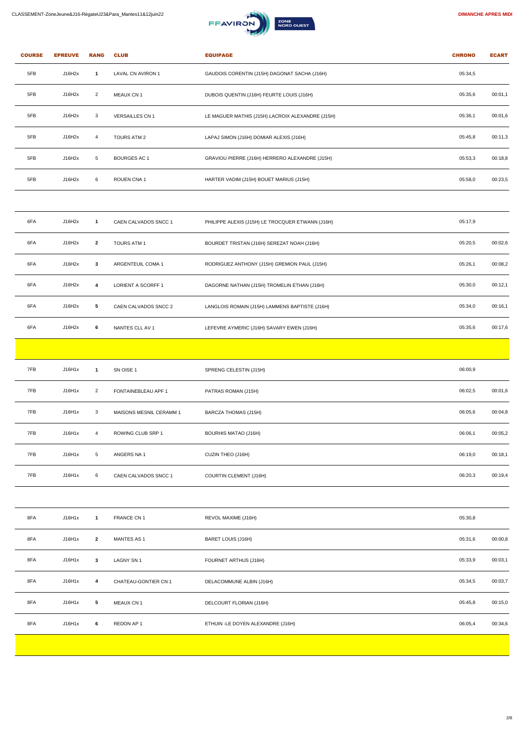| COURSE | EPREUVE | RANG | CLUB | EQUIPAGE | CHRONO | ECART |
|---|---|---|---|---|---|---|
| 5FB | J16H2x | 1 | LAVAL CN AVIRON 1 | GAUDOIS CORENTIN (J15H) DAGONAT SACHA (J16H) | 05:34,5 | |
| 5FB | J16H2x | 2 | MEAUX CN 1 | DUBOIS QUENTIN (J16H) FEURTE LOUIS (J16H) | 05:35,6 | 00:01,1 |
| 5FB | J16H2x | 3 | VERSAILLES CN 1 | LE MAGUER MATHIS (J15H) LACROIX ALEXANDRE (J15H) | 05:36,1 | 00:01,6 |
| 5FB | J16H2x | 4 | TOURS ATM 2 | LAPAJ SIMON (J16H) DOMIAR ALEXIS (J16H) | 05:45,8 | 00:11,3 |
| 5FB | J16H2x | 5 | BOURGES AC 1 | GRAVIOU PIERRE (J16H) HERRERO ALEXANDRE (J15H) | 05:53,3 | 00:18,8 |
| 5FB | J16H2x | 6 | ROUEN CNA 1 | HARTER VADIM (J15H) BOUET MARIUS (J15H) | 05:58,0 | 00:23,5 |
| 6FA | J16H2x | 1 | CAEN CALVADOS SNCC 1 | PHILIPPE ALEXIS (J15H) LE TROCQUER ETWANN (J16H) | 05:17,9 | |
| 6FA | J16H2x | 2 | TOURS ATM 1 | BOURDET TRISTAN (J16H) SEREZAT NOAH (J16H) | 05:20,5 | 00:02,6 |
| 6FA | J16H2x | 3 | ARGENTEUIL COMA 1 | RODRIGUEZ ANTHONY (J15H) GREMION PAUL (J15H) | 05:26,1 | 00:08,2 |
| 6FA | J16H2x | 4 | LORIENT A SCORFF 1 | DAGORNE NATHAN (J15H) TROMELIN ETHAN (J16H) | 05:30,0 | 00:12,1 |
| 6FA | J16H2x | 5 | CAEN CALVADOS SNCC 2 | LANGLOIS ROMAIN (J15H) LAMMENS BAPTISTE (J16H) | 05:34,0 | 00:16,1 |
| 6FA | J16H2x | 6 | NANTES CLL AV 1 | LEFEVRE AYMERIC (J16H) SAVARY EWEN (J16H) | 05:35,6 | 00:17,6 |
| 7FB | J16H1x | 1 | SN OISE 1 | SPRENG CELESTIN (J15H) | 06:00,9 | |
| 7FB | J16H1x | 2 | FONTAINEBLEAU APF 1 | PATRAS ROMAN (J15H) | 06:02,5 | 00:01,6 |
| 7FB | J16H1x | 3 | MAISONS MESNIL CERAMM 1 | BARCZA THOMAS (J15H) | 06:05,6 | 00:04,8 |
| 7FB | J16H1x | 4 | ROWING CLUB SRP 1 | BOURHIS MATAO (J16H) | 06:06,1 | 00:05,2 |
| 7FB | J16H1x | 5 | ANGERS NA 1 | CUZIN THEO (J16H) | 06:19,0 | 00:18,1 |
| 7FB | J16H1x | 6 | CAEN CALVADOS SNCC 1 | COURTIN CLEMENT (J16H) | 06:20,3 | 00:19,4 |
| 8FA | J16H1x | 1 | FRANCE CN 1 | REVOL MAXIME (J16H) | 05:30,8 | |
| 8FA | J16H1x | 2 | MANTES AS 1 | BARET LOUIS (J16H) | 05:31,6 | 00:00,8 |
| 8FA | J16H1x | 3 | LAGNY SN 1 | FOURNET ARTHUS (J16H) | 05:33,9 | 00:03,1 |
| 8FA | J16H1x | 4 | CHATEAU-GONTIER CN 1 | DELACOMMUNE ALBIN (J16H) | 05:34,5 | 00:03,7 |
| 8FA | J16H1x | 5 | MEAUX CN 1 | DELCOURT FLORIAN (J16H) | 05:45,8 | 00:15,0 |
| 8FA | J16H1x | 6 | REDON AP 1 | ETHUIN -LE DOYEN ALEXANDRE (J16H) | 06:05,4 | 00:34,6 |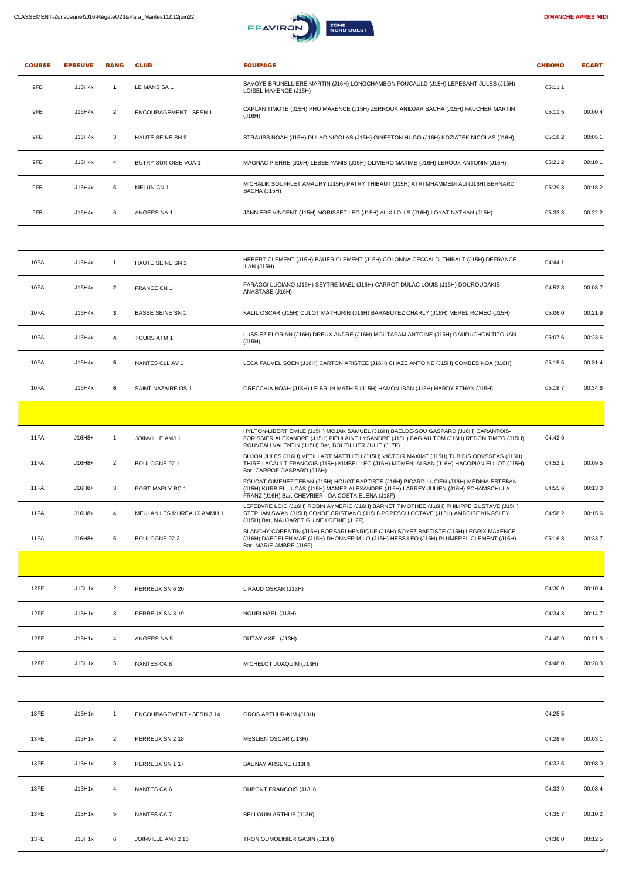| COURSE | EPREUVE | RANG | CLUB | EQUIPAGE | CHRONO | ECART |
|---|---|---|---|---|---|---|
| 9FB | J16H4x | 1 | LE MANS SA 1 | SAVOYE-BRUNELLIERE MARTIN (J16H) LONGCHAMBON FOUCAULD (J15H) LEPESANT JULES (J15H) LOISEL MAXENCE (J15H) | 05:11,1 | |
| 9FB | J16H4x | 2 | ENCOURAGEMENT - SESN 1 | CAPLAN TIMOTE (J15H) PHO MAXENCE (J15H) ZERROUK ANIDJAR SACHA (J15H) FAUCHER MARTIN (J16H) | 05:11,5 | 00:00,4 |
| 9FB | J16H4x | 3 | HAUTE SEINE SN 2 | STRAUSS NOAH (J15H) DULAC NICOLAS (J15H) GINESTON HUGO (J16H) KOZIATEK NICOLAS (J16H) | 05:16,2 | 00:05,1 |
| 9FB | J16H4x | 4 | BUTRY SUR OISE VOA 1 | MAGNAC PIERRE (J16H) LEBEE YANIS (J15H) OLIVIERO MAXIME (J16H) LEROUX ANTONIN (J16H) | 05:21,2 | 00:10,1 |
| 9FB | J16H4x | 5 | MELUN CN 1 | MICHALIK SOUFFLET AMAURY (J15H) PATRY THIBAUT (J15H) ATRI MHAMMEDI ALI (J16H) BERNARD SACHA (J15H) | 05:29,3 | 00:18,2 |
| 9FB | J16H4x | 6 | ANGERS NA 1 | JANNIERE VINCENT (J15H) MORISSET LEO (J15H) ALIX LOUIS (J16H) LOYAT NATHAN (J15H) | 05:33,3 | 00:22,2 |
| 10FA | J16H4x | 1 | HAUTE SEINE SN 1 | HEBERT CLEMENT (J15H) BAUER CLEMENT (J15H) COLONNA CECCALDI THIBALT (J15H) DEFRANCE ILAN (J15H) | 04:44,1 | |
| 10FA | J16H4x | 2 | FRANCE CN 1 | FARAGGI LUCIANO (J16H) SEYTRE MAEL (J16H) CARROT-DULAC LOUIS (J16H) DOUROUDAKIS ANASTASE (J16H) | 04:52,8 | 00:08,7 |
| 10FA | J16H4x | 3 | BASSE SEINE SN 1 | KALIL OSCAR (J15H) CULOT MATHURIN (J16H) BARABUTEZ CHARLY (J16H) MEREL ROMEO (J15H) | 05:06,0 | 00:21,9 |
| 10FA | J16H4x | 4 | TOURS ATM 1 | LUSSIEZ FLORIAN (J16H) DREUX ANDRE (J16H) MOUTAPAM ANTOINE (J15H) GAUDUCHON TITOUAN (J15H) | 05:07,6 | 00:23,6 |
| 10FA | J16H4x | 5 | NANTES CLL AV 1 | LECA FAUVEL SOEN (J16H) CARTON ARISTEE (J16H) CHAZE ANTOINE (J15H) COMBES NOA (J16H) | 05:15,5 | 00:31,4 |
| 10FA | J16H4x | 6 | SAINT NAZAIRE OS 1 | ORECCHIA NOAH (J15H) LE BRUN MATHIS (J15H) HAMON IBAN (J15H) HARDY ETHAN (J15H) | 05:18,7 | 00:34,6 |
| 11FA | J16H8+ | 1 | JOINVILLE AMJ 1 | HYLTON-LIBERT EMILE (J15H) MOJAK SAMUEL (J16H) BAELDE-SOU GASPARD (J16H) CARANTOIS-FORISSIER ALEXANDRE (J15H) FIEULAINE LYSANDRE (J15H) BAGIAU TOM (J16H) REDON TIMEO (J15H) ROUVEAU VALENTIN (J15H) Bar, BOUTILLIER JULIE (J17F) | 04:42,6 | |
| 11FA | J16H8+ | 2 | BOULOGNE 92 1 | BUJON JULES (J16H) VETILLART MATTHIEU (J15H) VICTOIR MAXIME (J15H) TUBIDIS ODYSSEAS (J16H) THIRE-LACAULT FRANCOIS (J15H) KIMBEL LEO (J16H) MOMENI ALBAN (J16H) HACOPIAN ELLIOT (J15H) Bar, CARROF GASPARD (J16H) | 04:52,1 | 00:09,5 |
| 11FA | J16H8+ | 3 | PORT-MARLY RC 1 | FOUCAT GIMENEZ TEBAN (J15H) HOUOT BAPTISTE (J16H) PICARD LUCIEN (J16H) MEDINA ESTEBAN (J15H) KURBIEL LUCAS (J15H) MAMER ALEXANDRE (J15H) LARREY JULIEN (J16H) SCHAMSCHULA FRANZ (J16H) Bar, CHEVRIER - DA COSTA ELENA (J18F) | 04:55,6 | 00:13,0 |
| 11FA | J16H8+ | 4 | MEULAN LES MUREAUX AMMH 1 | LEFEBVRE LOIC (J16H) ROBIN AYMERIC (J16H) BARNET TIMOTHEE (J16H) PHILIPPE GUSTAVE (J15H) STEPHAN SWAN (J15H) CONDE CRISTIANO (J15H) POPESCU OCTAVE (J15H) AMBOISE KINGSLEY (J15H) Bar, MAUJARET GUINE LOENIE (J12F) | 04:58,2 | 00:15,6 |
| 11FA | J16H8+ | 5 | BOULOGNE 92 2 | BLANCHY CORENTIN (J15H) BORSARI HENRIQUE (J16H) SOYEZ BAPTISTE (J15H) LEGRIX MAXENCE (J16H) DAEGELEN MAE (J15H) DHONNER MILO (J15H) HESS LEO (J15H) PLUMEREL CLEMENT (J15H) Bar, MARIE AMBRE (J16F) | 05:16,3 | 00:33,7 |
| 12FF | J13H1x | 2 | PERREUX SN 6 20 | LIRAUD OSKAR (J13H) | 04:30,0 | 00:10,4 |
| 12FF | J13H1x | 3 | PERREUX SN 3 19 | NOURI NAEL (J13H) | 04:34,3 | 00:14,7 |
| 12FF | J13H1x | 4 | ANGERS NA 5 | DUTAY AXEL (J13H) | 04:40,9 | 00:21,3 |
| 12FF | J13H1x | 5 | NANTES CA 8 | MICHELOT JOAQUIM (J13H) | 04:48,0 | 00:28,3 |
| 13FE | J13H1x | 1 | ENCOURAGEMENT - SESN 3 14 | GROS ARTHUR-KIM (J13H) | 04:25,5 | |
| 13FE | J13H1x | 2 | PERREUX SN 2 18 | MESLIEN OSCAR (J13H) | 04:28,6 | 00:03,1 |
| 13FE | J13H1x | 3 | PERREUX SN 1 17 | BAUNAY ARSENE (J13H) | 04:33,5 | 00:08,0 |
| 13FE | J13H1x | 4 | NANTES CA 6 | DUPONT FRANCOIS (J13H) | 04:33,9 | 00:08,4 |
| 13FE | J13H1x | 5 | NANTES CA 7 | BELLOUIN ARTHUS (J13H) | 04:35,7 | 00:10,2 |
| 13FE | J13H1x | 6 | JOINVILLE AMJ 2 16 | TRONIOUMOLINIER GABIN (J13H) | 04:38,0 | 00:12,5 |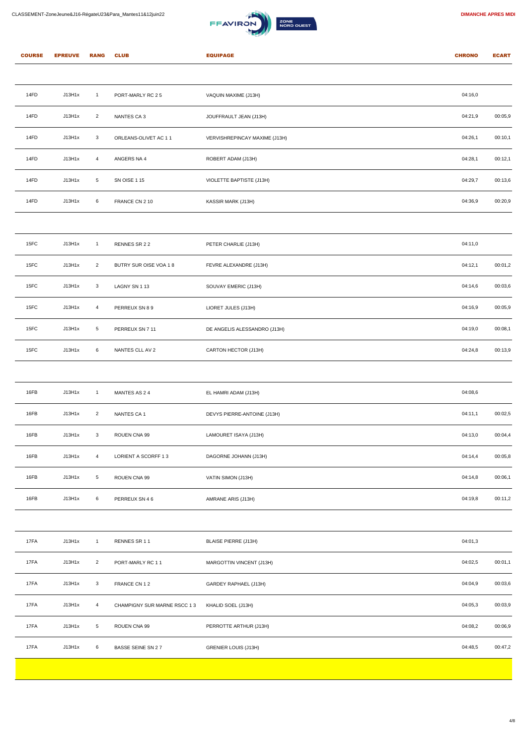| COURSE | EPREUVE | RANG | CLUB | EQUIPAGE | CHRONO | ECART |
|---|---|---|---|---|---|---|
| 14FD | J13H1x | 1 | PORT-MARLY RC 2 5 | VAQUIN MAXIME (J13H) | 04:16,0 | |
| 14FD | J13H1x | 2 | NANTES CA 3 | JOUFFRAULT JEAN (J13H) | 04:21,9 | 00:05,9 |
| 14FD | J13H1x | 3 | ORLEANS-OLIVET AC 1 1 | VERVISHREPINCAY MAXIME (J13H) | 04:26,1 | 00:10,1 |
| 14FD | J13H1x | 4 | ANGERS NA 4 | ROBERT ADAM (J13H) | 04:28,1 | 00:12,1 |
| 14FD | J13H1x | 5 | SN OISE 1 15 | VIOLETTE BAPTISTE (J13H) | 04:29,7 | 00:13,6 |
| 14FD | J13H1x | 6 | FRANCE CN 2 10 | KASSIR MARK (J13H) | 04:36,9 | 00:20,9 |
| 15FC | J13H1x | 1 | RENNES SR 2 2 | PETER CHARLIE (J13H) | 04:11,0 | |
| 15FC | J13H1x | 2 | BUTRY SUR OISE VOA 1 8 | FEVRE ALEXANDRE (J13H) | 04:12,1 | 00:01,2 |
| 15FC | J13H1x | 3 | LAGNY SN 1 13 | SOUVAY EMERIC (J13H) | 04:14,6 | 00:03,6 |
| 15FC | J13H1x | 4 | PERREUX SN 8 9 | LIORET JULES (J13H) | 04:16,9 | 00:05,9 |
| 15FC | J13H1x | 5 | PERREUX SN 7 11 | DE ANGELIS ALESSANDRO (J13H) | 04:19,0 | 00:08,1 |
| 15FC | J13H1x | 6 | NANTES CLL AV 2 | CARTON HECTOR (J13H) | 04:24,8 | 00:13,9 |
| 16FB | J13H1x | 1 | MANTES AS 2 4 | EL HAMRI ADAM (J13H) | 04:08,6 | |
| 16FB | J13H1x | 2 | NANTES CA 1 | DEVYS PIERRE-ANTOINE (J13H) | 04:11,1 | 00:02,5 |
| 16FB | J13H1x | 3 | ROUEN CNA 99 | LAMOURET ISAYA (J13H) | 04:13,0 | 00:04,4 |
| 16FB | J13H1x | 4 | LORIENT A SCORFF 1 3 | DAGORNE JOHANN (J13H) | 04:14,4 | 00:05,8 |
| 16FB | J13H1x | 5 | ROUEN CNA 99 | VATIN SIMON (J13H) | 04:14,8 | 00:06,1 |
| 16FB | J13H1x | 6 | PERREUX SN 4 6 | AMRANE ARIS (J13H) | 04:19,8 | 00:11,2 |
| 17FA | J13H1x | 1 | RENNES SR 1 1 | BLAISE PIERRE (J13H) | 04:01,3 | |
| 17FA | J13H1x | 2 | PORT-MARLY RC 1 1 | MARGOTTIN VINCENT (J13H) | 04:02,5 | 00:01,1 |
| 17FA | J13H1x | 3 | FRANCE CN 1 2 | GARDEY RAPHAEL (J13H) | 04:04,9 | 00:03,6 |
| 17FA | J13H1x | 4 | CHAMPIGNY SUR MARNE RSCC 1 3 | KHALID SOEL (J13H) | 04:05,3 | 00:03,9 |
| 17FA | J13H1x | 5 | ROUEN CNA 99 | PERROTTE ARTHUR (J13H) | 04:08,2 | 00:06,9 |
| 17FA | J13H1x | 6 | BASSE SEINE SN 2 7 | GRENIER LOUIS (J13H) | 04:48,5 | 00:47,2 |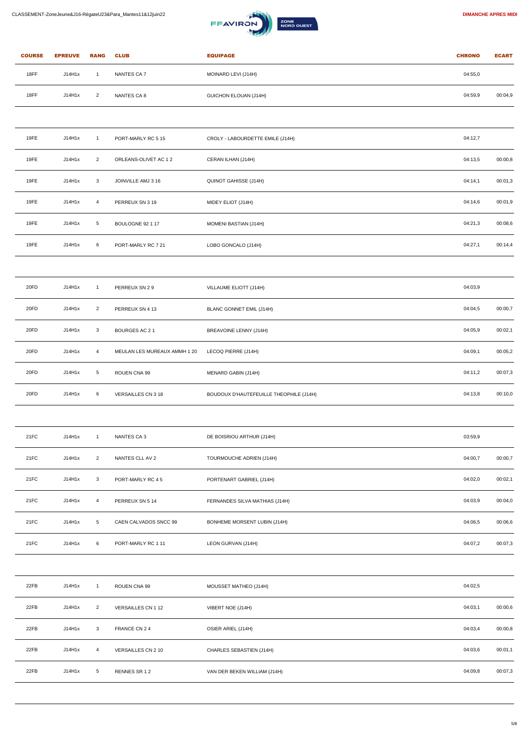| COURSE | EPREUVE | RANG | CLUB | EQUIPAGE | CHRONO | ECART |
|---|---|---|---|---|---|---|
| 18FF | J14H1x | 1 | NANTES CA 7 | MOINARD LEVI (J14H) | 04:55,0 | |
| 18FF | J14H1x | 2 | NANTES CA 8 | GUICHON ELOUAN (J14H) | 04:59,9 | 00:04,9 |
| 19FE | J14H1x | 1 | PORT-MARLY RC 5 15 | CROLY - LABOURDETTE EMILE (J14H) | 04:12,7 | |
| 19FE | J14H1x | 2 | ORLEANS-OLIVET AC 1 2 | CERAN ILHAN (J14H) | 04:13,5 | 00:00,8 |
| 19FE | J14H1x | 3 | JOINVILLE AMJ 3 16 | QUINOT GAHISSE (J14H) | 04:14,1 | 00:01,3 |
| 19FE | J14H1x | 4 | PERREUX SN 3 19 | MIDEY ELIOT (J14H) | 04:14,6 | 00:01,9 |
| 19FE | J14H1x | 5 | BOULOGNE 92 1 17 | MOMENI BASTIAN (J14H) | 04:21,3 | 00:08,6 |
| 19FE | J14H1x | 6 | PORT-MARLY RC 7 21 | LOBO GONCALO (J14H) | 04:27,1 | 00:14,4 |
| 20FD | J14H1x | 1 | PERREUX SN 2 9 | VILLAUME ELIOTT (J14H) | 04:03,9 | |
| 20FD | J14H1x | 2 | PERREUX SN 4 13 | BLANC GONNET EMIL (J14H) | 04:04,5 | 00:00,7 |
| 20FD | J14H1x | 3 | BOURGES AC 2 1 | BREAVOINE LENNY (J14H) | 04:05,9 | 00:02,1 |
| 20FD | J14H1x | 4 | MEULAN LES MUREAUX AMMH 1 20 | LECOQ PIERRE (J14H) | 04:09,1 | 00:05,2 |
| 20FD | J14H1x | 5 | ROUEN CNA 99 | MENARD GABIN (J14H) | 04:11,2 | 00:07,3 |
| 20FD | J14H1x | 6 | VERSAILLES CN 3 18 | BOUDOUX D'HAUTEFEUILLE THEOPHILE (J14H) | 04:13,8 | 00:10,0 |
| 21FC | J14H1x | 1 | NANTES CA 3 | DE BOISRIOU ARTHUR (J14H) | 03:59,9 | |
| 21FC | J14H1x | 2 | NANTES CLL AV 2 | TOURMOUCHE ADRIEN (J14H) | 04:00,7 | 00:00,7 |
| 21FC | J14H1x | 3 | PORT-MARLY RC 4 5 | PORTENART GABRIEL (J14H) | 04:02,0 | 00:02,1 |
| 21FC | J14H1x | 4 | PERREUX SN 5 14 | FERNANDES SILVA MATHIAS (J14H) | 04:03,9 | 00:04,0 |
| 21FC | J14H1x | 5 | CAEN CALVADOS SNCC 99 | BONHEME MORSENT LUBIN (J14H) | 04:06,5 | 00:06,6 |
| 21FC | J14H1x | 6 | PORT-MARLY RC 1 11 | LEON GURVAN (J14H) | 04:07,2 | 00:07,3 |
| 22FB | J14H1x | 1 | ROUEN CNA 99 | MOUSSET MATHEO (J14H) | 04:02,5 | |
| 22FB | J14H1x | 2 | VERSAILLES CN 1 12 | VIBERT NOE (J14H) | 04:03,1 | 00:00,6 |
| 22FB | J14H1x | 3 | FRANCE CN 2 4 | OSIER ARIEL (J14H) | 04:03,4 | 00:00,8 |
| 22FB | J14H1x | 4 | VERSAILLES CN 2 10 | CHARLES SEBASTIEN (J14H) | 04:03,6 | 00:01,1 |
| 22FB | J14H1x | 5 | RENNES SR 1 2 | VAN DER BEKEN WILLIAM (J14H) | 04:09,8 | 00:07,3 |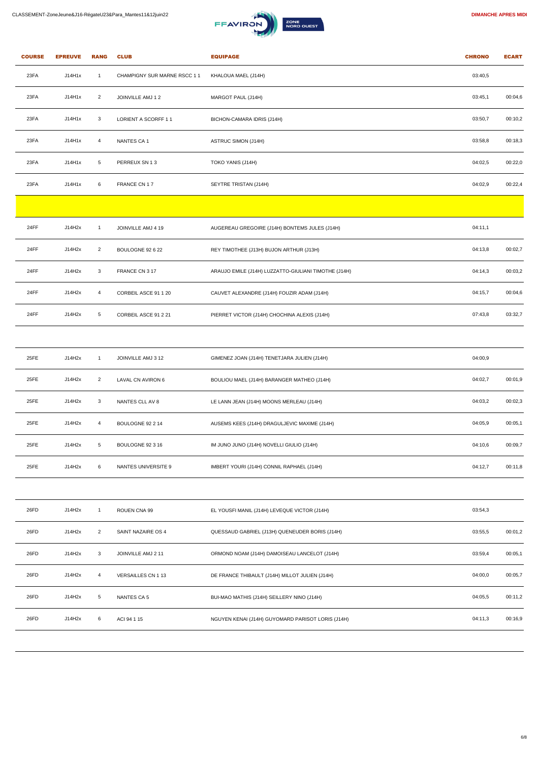| COURSE | EPREUVE | RANG | CLUB | EQUIPAGE | CHRONO | ECART |
|---|---|---|---|---|---|---|
| 23FA | J14H1x | 1 | CHAMPIGNY SUR MARNE RSCC 1 1 | KHALOUA MAEL (J14H) | 03:40,5 | |
| 23FA | J14H1x | 2 | JOINVILLE AMJ 1 2 | MARGOT PAUL (J14H) | 03:45,1 | 00:04,6 |
| 23FA | J14H1x | 3 | LORIENT A SCORFF 1 1 | BICHON-CAMARA IDRIS (J14H) | 03:50,7 | 00:10,2 |
| 23FA | J14H1x | 4 | NANTES CA 1 | ASTRUC SIMON (J14H) | 03:58,8 | 00:18,3 |
| 23FA | J14H1x | 5 | PERREUX SN 1 3 | TOKO YANIS (J14H) | 04:02,5 | 00:22,0 |
| 23FA | J14H1x | 6 | FRANCE CN 1 7 | SEYTRE TRISTAN (J14H) | 04:02,9 | 00:22,4 |
| | | | | | | |
| 24FF | J14H2x | 1 | JOINVILLE AMJ 4 19 | AUGEREAU GREGOIRE (J14H) BONTEMS JULES (J14H) | 04:11,1 | |
| 24FF | J14H2x | 2 | BOULOGNE 92 6 22 | REY TIMOTHEE (J13H) BUJON ARTHUR (J13H) | 04:13,8 | 00:02,7 |
| 24FF | J14H2x | 3 | FRANCE CN 3 17 | ARAUJO EMILE (J14H) LUZZATTO-GIULIANI TIMOTHE (J14H) | 04:14,3 | 00:03,2 |
| 24FF | J14H2x | 4 | CORBEIL ASCE 91 1 20 | CAUVET ALEXANDRE (J14H) FOUZIR ADAM (J14H) | 04:15,7 | 00:04,6 |
| 24FF | J14H2x | 5 | CORBEIL ASCE 91 2 21 | PIERRET VICTOR (J14H) CHOCHINA ALEXIS (J14H) | 07:43,8 | 03:32,7 |
| | | | | | | |
| 25FE | J14H2x | 1 | JOINVILLE AMJ 3 12 | GIMENEZ JOAN (J14H) TENETJARA JULIEN (J14H) | 04:00,9 | |
| 25FE | J14H2x | 2 | LAVAL CN AVIRON 6 | BOULIOU MAEL (J14H) BARANGER MATHEO (J14H) | 04:02,7 | 00:01,9 |
| 25FE | J14H2x | 3 | NANTES CLL AV 8 | LE LANN JEAN (J14H) MOONS MERLEAU (J14H) | 04:03,2 | 00:02,3 |
| 25FE | J14H2x | 4 | BOULOGNE 92 2 14 | AUSEMS KEES (J14H) DRAGULJEVIC MAXIME (J14H) | 04:05,9 | 00:05,1 |
| 25FE | J14H2x | 5 | BOULOGNE 92 3 16 | IM JUNO JUNO (J14H) NOVELLI GIULIO (J14H) | 04:10,6 | 00:09,7 |
| 25FE | J14H2x | 6 | NANTES UNIVERSITE 9 | IMBERT YOURI (J14H) CONNIL RAPHAEL (J14H) | 04:12,7 | 00:11,8 |
| | | | | | | |
| 26FD | J14H2x | 1 | ROUEN CNA 99 | EL YOUSFI MANIL (J14H) LEVEQUE VICTOR (J14H) | 03:54,3 | |
| 26FD | J14H2x | 2 | SAINT NAZAIRE OS 4 | QUESSAUD GABRIEL (J13H) QUENEUDER BORIS (J14H) | 03:55,5 | 00:01,2 |
| 26FD | J14H2x | 3 | JOINVILLE AMJ 2 11 | ORMOND NOAM (J14H) DAMOISEAU LANCELOT (J14H) | 03:59,4 | 00:05,1 |
| 26FD | J14H2x | 4 | VERSAILLES CN 1 13 | DE FRANCE THIBAULT (J14H) MILLOT JULIEN (J14H) | 04:00,0 | 00:05,7 |
| 26FD | J14H2x | 5 | NANTES CA 5 | BUI-MAO MATHIS (J14H) SEILLERY NINO (J14H) | 04:05,5 | 00:11,2 |
| 26FD | J14H2x | 6 | ACI 94 1 15 | NGUYEN KENAI (J14H) GUYOMARD PARISOT LORIS (J14H) | 04:11,3 | 00:16,9 |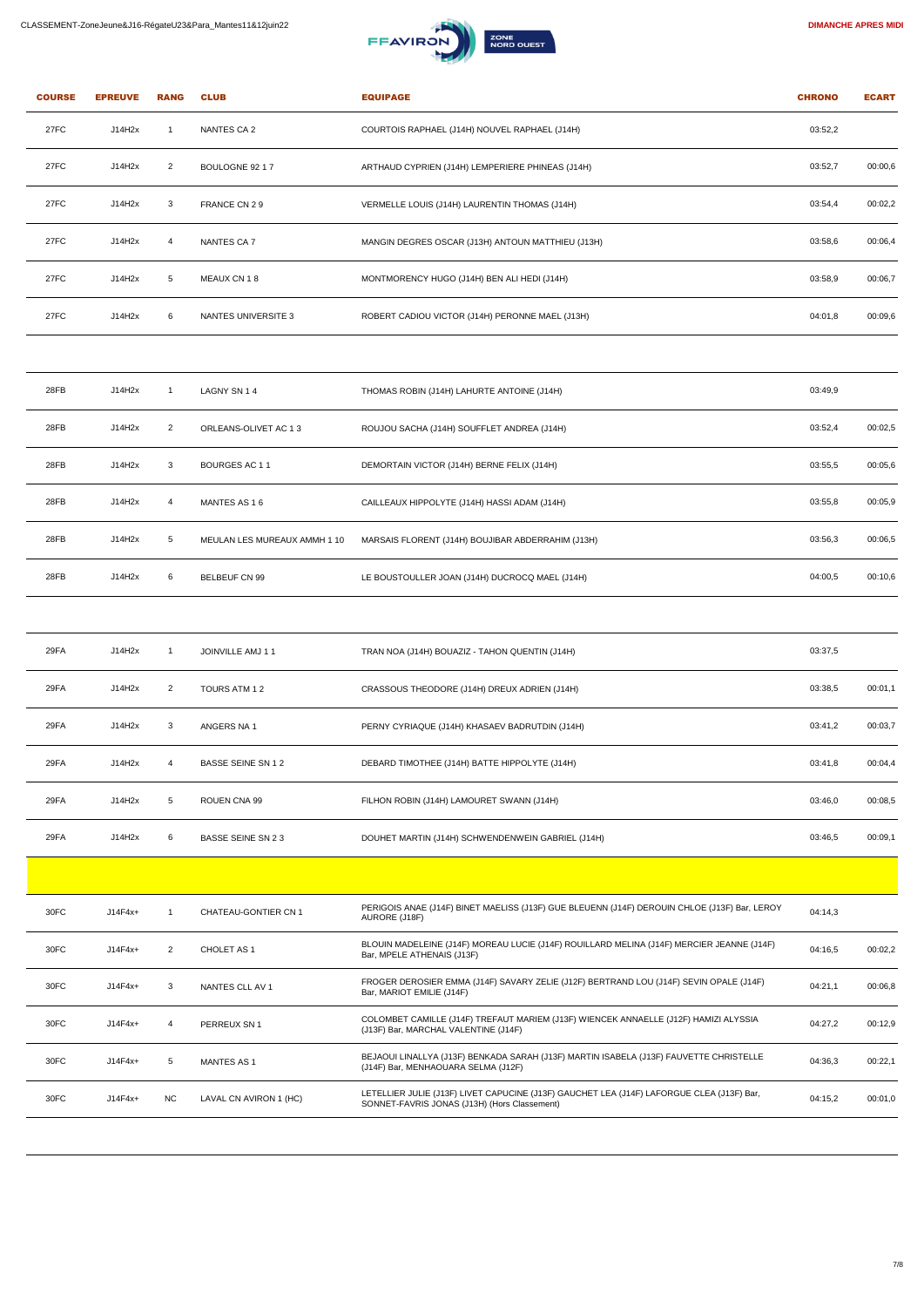| COURSE | EPREUVE | RANG | CLUB | EQUIPAGE | CHRONO | ECART |
|---|---|---|---|---|---|---|
| 27FC | J14H2x | 1 | NANTES CA 2 | COURTOIS RAPHAEL (J14H) NOUVEL RAPHAEL (J14H) | 03:52,2 | |
| 27FC | J14H2x | 2 | BOULOGNE 92 1 7 | ARTHAUD CYPRIEN (J14H) LEMPERIERE PHINEAS (J14H) | 03:52,7 | 00:00,6 |
| 27FC | J14H2x | 3 | FRANCE CN 2 9 | VERMELLE LOUIS (J14H) LAURENTIN THOMAS (J14H) | 03:54,4 | 00:02,2 |
| 27FC | J14H2x | 4 | NANTES CA 7 | MANGIN DEGRES OSCAR (J13H) ANTOUN MATTHIEU (J13H) | 03:58,6 | 00:06,4 |
| 27FC | J14H2x | 5 | MEAUX CN 1 8 | MONTMORENCY HUGO (J14H) BEN ALI HEDI (J14H) | 03:58,9 | 00:06,7 |
| 27FC | J14H2x | 6 | NANTES UNIVERSITE 3 | ROBERT CADIOU VICTOR (J14H) PERONNE MAEL (J13H) | 04:01,8 | 00:09,6 |
| 28FB | J14H2x | 1 | LAGNY SN 1 4 | THOMAS ROBIN (J14H) LAHURTE ANTOINE (J14H) | 03:49,9 | |
| 28FB | J14H2x | 2 | ORLEANS-OLIVET AC 1 3 | ROUJOU SACHA (J14H) SOUFFLET ANDREA (J14H) | 03:52,4 | 00:02,5 |
| 28FB | J14H2x | 3 | BOURGES AC 1 1 | DEMORTAIN VICTOR (J14H) BERNE FELIX (J14H) | 03:55,5 | 00:05,6 |
| 28FB | J14H2x | 4 | MANTES AS 1 6 | CAILLEAUX HIPPOLYTE (J14H) HASSI ADAM (J14H) | 03:55,8 | 00:05,9 |
| 28FB | J14H2x | 5 | MEULAN LES MUREAUX AMMH 1 10 | MARSAIS FLORENT (J14H) BOUJIBAR ABDERRAHIM (J13H) | 03:56,3 | 00:06,5 |
| 28FB | J14H2x | 6 | BELBEUF CN 99 | LE BOUSTOULLER JOAN (J14H) DUCROCQ MAEL (J14H) | 04:00,5 | 00:10,6 |
| 29FA | J14H2x | 1 | JOINVILLE AMJ 1 1 | TRAN NOA (J14H) BOUAZIZ - TAHON QUENTIN (J14H) | 03:37,5 | |
| 29FA | J14H2x | 2 | TOURS ATM 1 2 | CRASSOUS THEODORE (J14H) DREUX ADRIEN (J14H) | 03:38,5 | 00:01,1 |
| 29FA | J14H2x | 3 | ANGERS NA 1 | PERNY CYRIAQUE (J14H) KHASAEV BADRUTDIN (J14H) | 03:41,2 | 00:03,7 |
| 29FA | J14H2x | 4 | BASSE SEINE SN 1 2 | DEBARD TIMOTHEE (J14H) BATTE HIPPOLYTE (J14H) | 03:41,8 | 00:04,4 |
| 29FA | J14H2x | 5 | ROUEN CNA 99 | FILHON ROBIN (J14H) LAMOURET SWANN (J14H) | 03:46,0 | 00:08,5 |
| 29FA | J14H2x | 6 | BASSE SEINE SN 2 3 | DOUHET MARTIN (J14H) SCHWENDENWEIN GABRIEL (J14H) | 03:46,5 | 00:09,1 |
| 30FC | J14F4x+ | 1 | CHATEAU-GONTIER CN 1 | PERIGOIS ANAE (J14F) BINET MAELISS (J13F) GUE BLEUENN (J14F) DEROUIN CHLOE (J13F) Bar, LEROY AURORE (J18F) | 04:14,3 | |
| 30FC | J14F4x+ | 2 | CHOLET AS 1 | BLOUIN MADELEINE (J14F) MOREAU LUCIE (J14F) ROUILLARD MELINA (J14F) MERCIER JEANNE (J14F) Bar, MPELE ATHENAIS (J13F) | 04:16,5 | 00:02,2 |
| 30FC | J14F4x+ | 3 | NANTES CLL AV 1 | FROGER DEROSIER EMMA (J14F) SAVARY ZELIE (J12F) BERTRAND LOU (J14F) SEVIN OPALE (J14F) Bar, MARIOT EMILIE (J14F) | 04:21,1 | 00:06,8 |
| 30FC | J14F4x+ | 4 | PERREUX SN 1 | COLOMBET CAMILLE (J14F) TREFAUT MARIEM (J13F) WIENCEK ANNAELLE (J12F) HAMIZI ALYSSIA (J13F) Bar, MARCHAL VALENTINE (J14F) | 04:27,2 | 00:12,9 |
| 30FC | J14F4x+ | 5 | MANTES AS 1 | BEJAOUI LINALLYA (J13F) BENKADA SARAH (J13F) MARTIN ISABELA (J13F) FAUVETTE CHRISTELLE (J14F) Bar, MENHAOUARA SELMA (J12F) | 04:36,3 | 00:22,1 |
| 30FC | J14F4x+ | NC | LAVAL CN AVIRON 1 (HC) | LETELLIER JULIE (J13F) LIVET CAPUCINE (J13F) GAUCHET LEA (J14F) LAFORGUE CLEA (J13F) Bar, SONNET-FAVRIS JONAS (J13H) (Hors Classement) | 04:15,2 | 00:01,0 |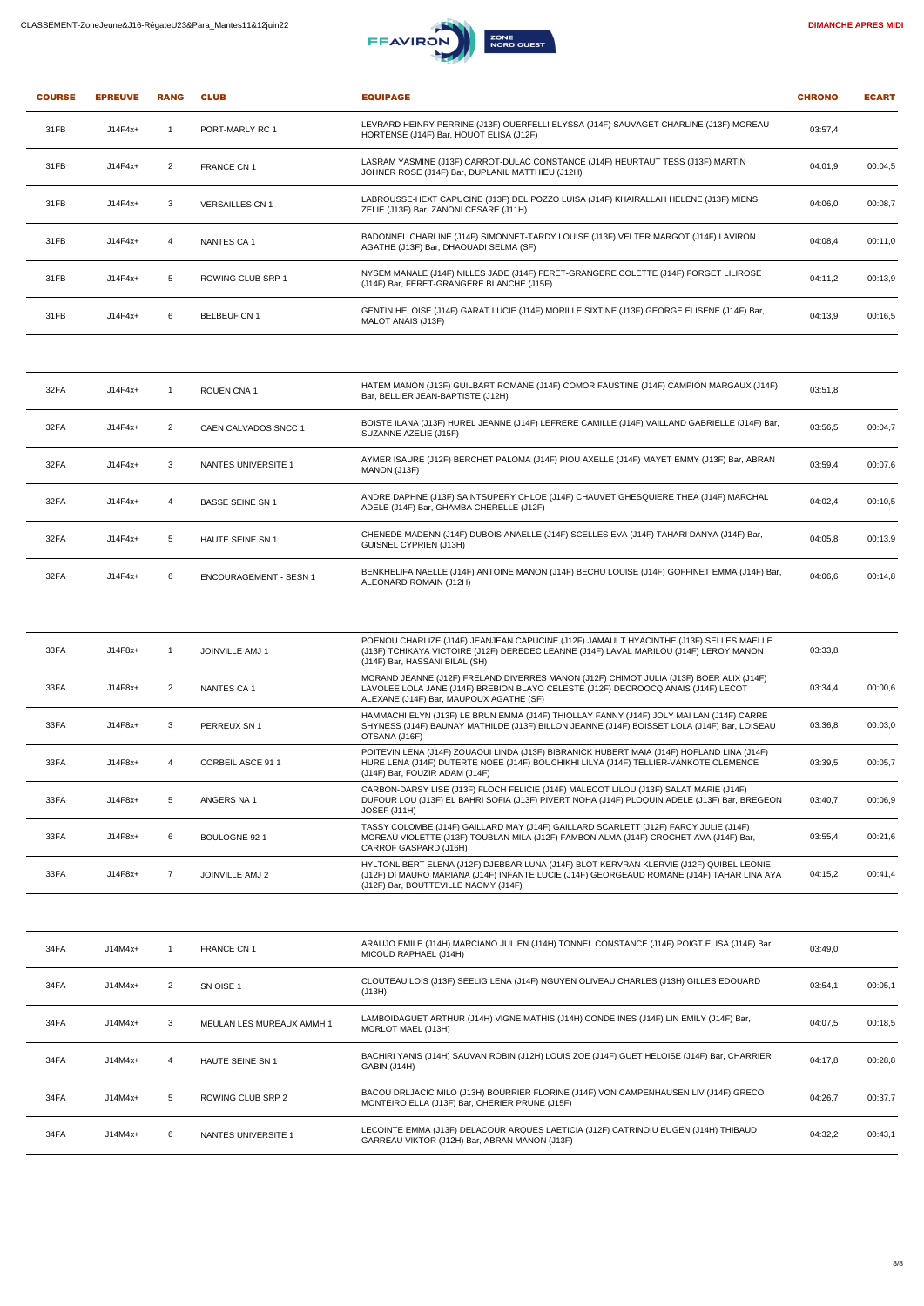| COURSE | EPREUVE | RANG | CLUB | EQUIPAGE | CHRONO | ECART |
|---|---|---|---|---|---|---|
| 31FB | J14F4x+ | 1 | PORT-MARLY RC 1 | LEVRARD HEINRY PERRINE (J13F) OUERFELLI ELYSSA (J14F) SAUVAGET CHARLINE (J13F) MOREAU HORTENSE (J14F) Bar, HOUOT ELISA (J12F) | 03:57,4 | |
| 31FB | J14F4x+ | 2 | FRANCE CN 1 | LASRAM YASMINE (J13F) CARROT-DULAC CONSTANCE (J14F) HEURTAUT TESS (J13F) MARTIN JOHNER ROSE (J14F) Bar, DUPLANIL MATTHIEU (J12H) | 04:01,9 | 00:04,5 |
| 31FB | J14F4x+ | 3 | VERSAILLES CN 1 | LABROUSSE-HEXT CAPUCINE (J13F) DEL POZZO LUISA (J14F) KHAIRALLAH HELENE (J13F) MIENS ZELIE (J13F) Bar, ZANONI CESARE (J11H) | 04:06,0 | 00:08,7 |
| 31FB | J14F4x+ | 4 | NANTES CA 1 | BADONNEL CHARLINE (J14F) SIMONNET-TARDY LOUISE (J13F) VELTER MARGOT (J14F) LAVIRON AGATHE (J13F) Bar, DHAOUADI SELMA (SF) | 04:08,4 | 00:11,0 |
| 31FB | J14F4x+ | 5 | ROWING CLUB SRP 1 | NYSEM MANALE (J14F) NILLES JADE (J14F) FERET-GRANGERE COLETTE (J14F) FORGET LILIROSE (J14F) Bar, FERET-GRANGERE BLANCHE (J15F) | 04:11,2 | 00:13,9 |
| 31FB | J14F4x+ | 6 | BELBEUF CN 1 | GENTIN HELOISE (J14F) GARAT LUCIE (J14F) MORILLE SIXTINE (J13F) GEORGE ELISENE (J14F) Bar, MALOT ANAIS (J13F) | 04:13,9 | 00:16,5 |
| 32FA | J14F4x+ | 1 | ROUEN CNA 1 | HATEM MANON (J13F) GUILBART ROMANE (J14F) COMOR FAUSTINE (J14F) CAMPION MARGAUX (J14F) Bar, BELLIER JEAN-BAPTISTE (J12H) | 03:51,8 | |
| 32FA | J14F4x+ | 2 | CAEN CALVADOS SNCC 1 | BOISTE ILANA (J13F) HUREL JEANNE (J14F) LEFRERE CAMILLE (J14F) VAILLAND GABRIELLE (J14F) Bar, SUZANNE AZELIE (J15F) | 03:56,5 | 00:04,7 |
| 32FA | J14F4x+ | 3 | NANTES UNIVERSITE 1 | AYMER ISAURE (J12F) BERCHET PALOMA (J14F) PIOU AXELLE (J14F) MAYET EMMY (J13F) Bar, ABRAN MANON (J13F) | 03:59,4 | 00:07,6 |
| 32FA | J14F4x+ | 4 | BASSE SEINE SN 1 | ANDRE DAPHNE (J13F) SAINTSUPERY CHLOE (J14F) CHAUVET GHESQUIERE THEA (J14F) MARCHAL ADELE (J14F) Bar, GHAMBA CHERELLE (J12F) | 04:02,4 | 00:10,5 |
| 32FA | J14F4x+ | 5 | HAUTE SEINE SN 1 | CHENEDE MADENN (J14F) DUBOIS ANAELLE (J14F) SCELLES EVA (J14F) TAHARI DANYA (J14F) Bar, GUISNEL CYPRIEN (J13H) | 04:05,8 | 00:13,9 |
| 32FA | J14F4x+ | 6 | ENCOURAGEMENT - SESN 1 | BENKHELIFA NAELLE (J14F) ANTOINE MANON (J14F) BECHU LOUISE (J14F) GOFFINET EMMA (J14F) Bar, ALEONARD ROMAIN (J12H) | 04:06,6 | 00:14,8 |
| 33FA | J14F8x+ | 1 | JOINVILLE AMJ 1 | POENOU CHARLIZE (J14F) JEANJEAN CAPUCINE (J12F) JAMAULT HYACINTHE (J13F) SELLES MAELLE (J13F) TCHIKAYA VICTOIRE (J12F) DEREDEC LEANNE (J14F) LAVAL MARILOU (J14F) LEROY MANON (J14F) Bar, HASSANI BILAL (SH) | 03:33,8 | |
| 33FA | J14F8x+ | 2 | NANTES CA 1 | MORAND JEANNE (J12F) FRELAND DIVERRES MANON (J12F) CHIMOT JULIA (J13F) BOER ALIX (J14F) LAVOLEE LOLA JANE (J14F) BREBION BLAYO CELESTE (J12F) DECROOCQ ANAIS (J14F) LECOT ALEXANE (J14F) Bar, MAUPOUX AGATHE (SF) | 03:34,4 | 00:00,6 |
| 33FA | J14F8x+ | 3 | PERREUX SN 1 | HAMMACHI ELYN (J13F) LE BRUN EMMA (J14F) THIOLLAY FANNY (J14F) JOLY MAI LAN (J14F) CARRE SHYNESS (J14F) BAUNAY MATHILDE (J13F) BILLON JEANNE (J14F) BOISSET LOLA (J14F) Bar, LOISEAU OTSANA (J16F) | 03:36,8 | 00:03,0 |
| 33FA | J14F8x+ | 4 | CORBEIL ASCE 91 1 | POITEVIN LENA (J14F) ZOUAOUI LINDA (J13F) BIBRANICK HUBERT MAIA (J14F) HOFLAND LINA (J14F) HURE LENA (J14F) DUTERTE NOEE (J14F) BOUCHIKHI LILYA (J14F) TELLIER-VANKOTE CLEMENCE (J14F) Bar, FOUZIR ADAM (J14F) | 03:39,5 | 00:05,7 |
| 33FA | J14F8x+ | 5 | ANGERS NA 1 | CARBON-DARSY LISE (J13F) FLOCH FELICIE (J14F) MALECOT LILOU (J13F) SALAT MARIE (J14F) DUFOUR LOU (J13F) EL BAHRI SOFIA (J13F) PIVERT NOHA (J14F) PLOQUIN ADELE (J13F) Bar, BREGEON JOSEF (J11H) | 03:40,7 | 00:06,9 |
| 33FA | J14F8x+ | 6 | BOULOGNE 92 1 | TASSY COLOMBE (J14F) GAILLARD MAY (J14F) GAILLARD SCARLETT (J12F) FARCY JULIE (J14F) MOREAU VIOLETTE (J13F) TOUBLAN MILA (J12F) FAMBON ALMA (J14F) CROCHET AVA (J14F) Bar, CARROF GASPARD (J16H) | 03:55,4 | 00:21,6 |
| 33FA | J14F8x+ | 7 | JOINVILLE AMJ 2 | HYLTONLIBERT ELENA (J12F) DJEBBAR LUNA (J14F) BLOT KERVRAN KLERVIE (J12F) QUIBEL LEONIE (J12F) DI MAURO MARIANA (J14F) INFANTE LUCIE (J14F) GEORGEAUD ROMANE (J14F) TAHAR LINA AYA (J12F) Bar, BOUTTEVILLE NAOMY (J14F) | 04:15,2 | 00:41,4 |
| 34FA | J14M4x+ | 1 | FRANCE CN 1 | ARAUJO EMILE (J14H) MARCIANO JULIEN (J14H) TONNEL CONSTANCE (J14F) POIGT ELISA (J14F) Bar, MICOUD RAPHAEL (J14H) | 03:49,0 | |
| 34FA | J14M4x+ | 2 | SN OISE 1 | CLOUTEAU LOIS (J13F) SEELIG LENA (J14F) NGUYEN OLIVEAU CHARLES (J13H) GILLES EDOUARD (J13H) | 03:54,1 | 00:05,1 |
| 34FA | J14M4x+ | 3 | MEULAN LES MUREAUX AMMH 1 | LAMBOIDAGUET ARTHUR (J14H) VIGNE MATHIS (J14H) CONDE INES (J14F) LIN EMILY (J14F) Bar, MORLOT MAEL (J13H) | 04:07,5 | 00:18,5 |
| 34FA | J14M4x+ | 4 | HAUTE SEINE SN 1 | BACHIRI YANIS (J14H) SAUVAN ROBIN (J12H) LOUIS ZOE (J14F) GUET HELOISE (J14F) Bar, CHARRIER GABIN (J14H) | 04:17,8 | 00:28,8 |
| 34FA | J14M4x+ | 5 | ROWING CLUB SRP 2 | BACOU DRLJACIC MILO (J13H) BOURRIER FLORINE (J14F) VON CAMPENHAUSEN LIV (J14F) GRECO MONTEIRO ELLA (J13F) Bar, CHERIER PRUNE (J15F) | 04:26,7 | 00:37,7 |
| 34FA | J14M4x+ | 6 | NANTES UNIVERSITE 1 | LECOINTE EMMA (J13F) DELACOUR ARQUES LAETICIA (J12F) CATRINOIU EUGEN (J14H) THIBAUD GARREAU VIKTOR (J12H) Bar, ABRAN MANON (J13F) | 04:32,2 | 00:43,1 |